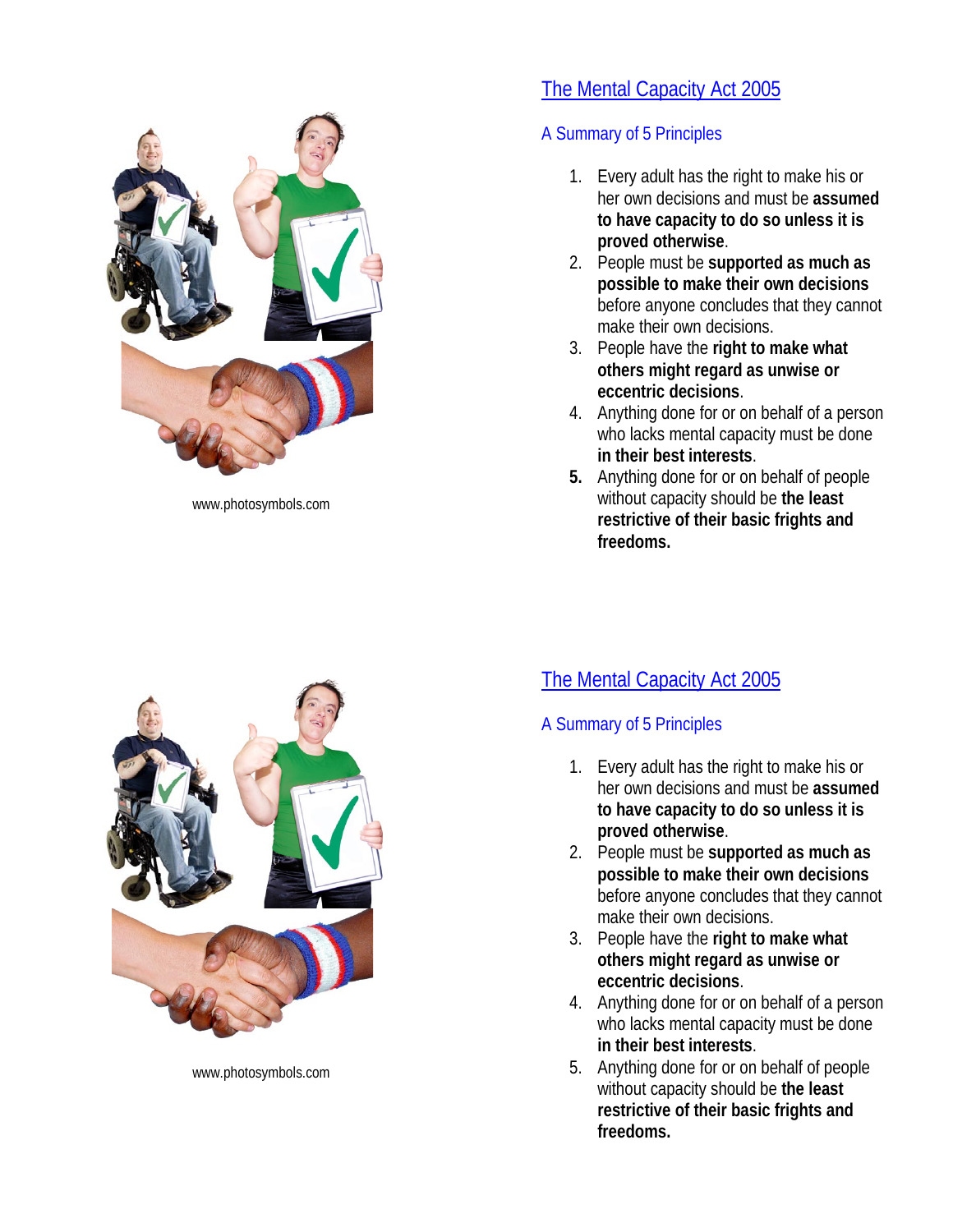www.photosymbols.com

# The Mental Capacity Act 2005

## A Summary of 5 Principles

1. Every adult has the right to make his or her own decisions and must be **assumed to have capacity to do so unless it is proved otherwise**.
2. People must be **supported as much as possible to make their own decisions** before anyone concludes that they cannot make their own decisions.
3. People have the **right to make what others might regard as unwise or eccentric decisions**.
4. Anything done for or on behalf of a person who lacks mental capacity must be done **in their best interests**.
5. Anything done for or on behalf of people without capacity should be **the least restrictive of their basic frights and freedoms.**

www.photosymbols.com

# The Mental Capacity Act 2005

## A Summary of 5 Principles

1. Every adult has the right to make his or her own decisions and must be **assumed to have capacity to do so unless it is proved otherwise**.
2. People must be **supported as much as possible to make their own decisions** before anyone concludes that they cannot make their own decisions.
3. People have the **right to make what others might regard as unwise or eccentric decisions**.
4. Anything done for or on behalf of a person who lacks mental capacity must be done **in their best interests**.
5. Anything done for or on behalf of people without capacity should be **the least restrictive of their basic frights and freedoms.**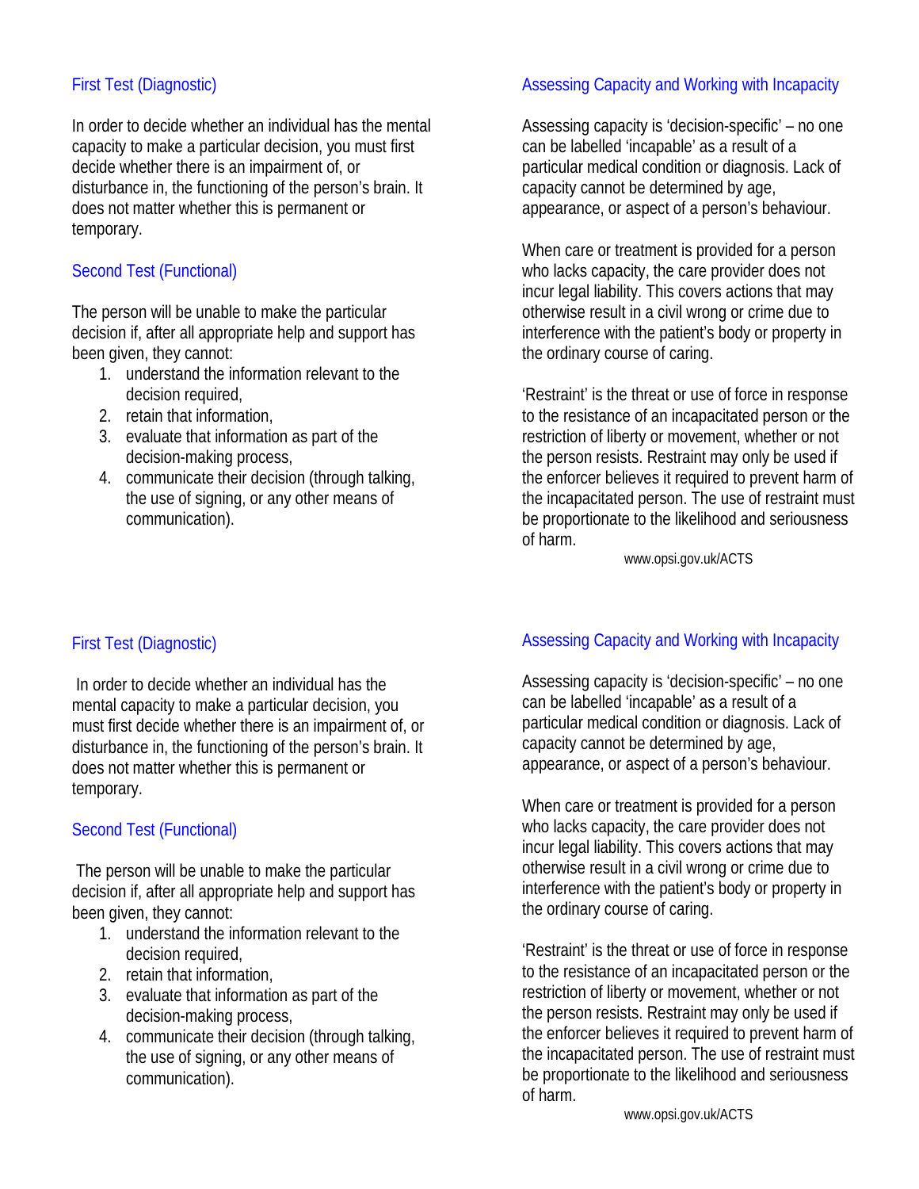## First Test (Diagnostic)

In order to decide whether an individual has the mental capacity to make a particular decision, you must first decide whether there is an impairment of, or disturbance in, the functioning of the person's brain. It does not matter whether this is permanent or temporary.

## Second Test (Functional)

The person will be unable to make the particular decision if, after all appropriate help and support has been given, they cannot:

1. understand the information relevant to the decision required,
2. retain that information,
3. evaluate that information as part of the decision-making process,
4. communicate their decision (through talking, the use of signing, or any other means of communication).

## Assessing Capacity and Working with Incapacity

Assessing capacity is 'decision-specific' – no one can be labelled 'incapable' as a result of a particular medical condition or diagnosis. Lack of capacity cannot be determined by age, appearance, or aspect of a person's behaviour.

When care or treatment is provided for a person who lacks capacity, the care provider does not incur legal liability. This covers actions that may otherwise result in a civil wrong or crime due to interference with the patient's body or property in the ordinary course of caring.

'Restraint' is the threat or use of force in response to the resistance of an incapacitated person or the restriction of liberty or movement, whether or not the person resists. Restraint may only be used if the enforcer believes it required to prevent harm of the incapacitated person. The use of restraint must be proportionate to the likelihood and seriousness of harm.

www.opsi.gov.uk/ACTS

## First Test (Diagnostic)

In order to decide whether an individual has the mental capacity to make a particular decision, you must first decide whether there is an impairment of, or disturbance in, the functioning of the person's brain. It does not matter whether this is permanent or temporary.

## Second Test (Functional)

The person will be unable to make the particular decision if, after all appropriate help and support has been given, they cannot:

1. understand the information relevant to the decision required,
2. retain that information,
3. evaluate that information as part of the decision-making process,
4. communicate their decision (through talking, the use of signing, or any other means of communication).

## Assessing Capacity and Working with Incapacity

Assessing capacity is 'decision-specific' – no one can be labelled 'incapable' as a result of a particular medical condition or diagnosis. Lack of capacity cannot be determined by age, appearance, or aspect of a person's behaviour.

When care or treatment is provided for a person who lacks capacity, the care provider does not incur legal liability. This covers actions that may otherwise result in a civil wrong or crime due to interference with the patient's body or property in the ordinary course of caring.

'Restraint' is the threat or use of force in response to the resistance of an incapacitated person or the restriction of liberty or movement, whether or not the person resists. Restraint may only be used if the enforcer believes it required to prevent harm of the incapacitated person. The use of restraint must be proportionate to the likelihood and seriousness of harm.

www.opsi.gov.uk/ACTS